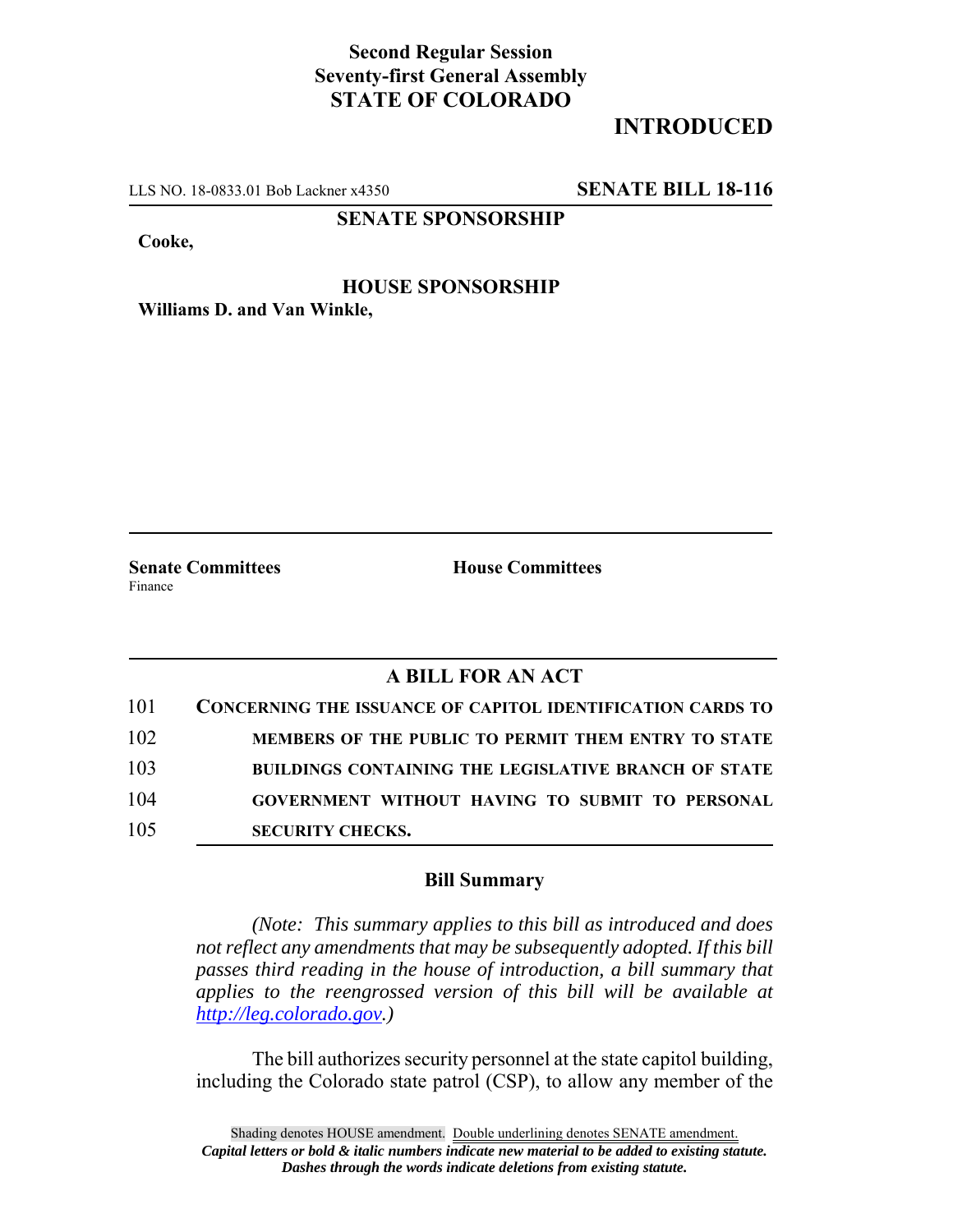**Second Regular Session**
**Seventy-first General Assembly**
**STATE OF COLORADO**

**INTRODUCED**

LLS NO. 18-0833.01 Bob Lackner x4350 **SENATE BILL 18-116**

**SENATE SPONSORSHIP**

**Cooke,**

**HOUSE SPONSORSHIP**

**Williams D. and Van Winkle,**

**Senate Committees**
Finance

**House Committees**

## A BILL FOR AN ACT

101 **CONCERNING THE ISSUANCE OF CAPITOL IDENTIFICATION CARDS TO**
102 **MEMBERS OF THE PUBLIC TO PERMIT THEM ENTRY TO STATE**
103 **BUILDINGS CONTAINING THE LEGISLATIVE BRANCH OF STATE**
104 **GOVERNMENT WITHOUT HAVING TO SUBMIT TO PERSONAL**
105 **SECURITY CHECKS.**

### Bill Summary

*(Note: This summary applies to this bill as introduced and does not reflect any amendments that may be subsequently adopted. If this bill passes third reading in the house of introduction, a bill summary that applies to the reengrossed version of this bill will be available at http://leg.colorado.gov.)*

The bill authorizes security personnel at the state capitol building, including the Colorado state patrol (CSP), to allow any member of the

Shading denotes HOUSE amendment. Double underlining denotes SENATE amendment.
***Capital letters or bold & italic numbers indicate new material to be added to existing statute.***
***Dashes through the words indicate deletions from existing statute.***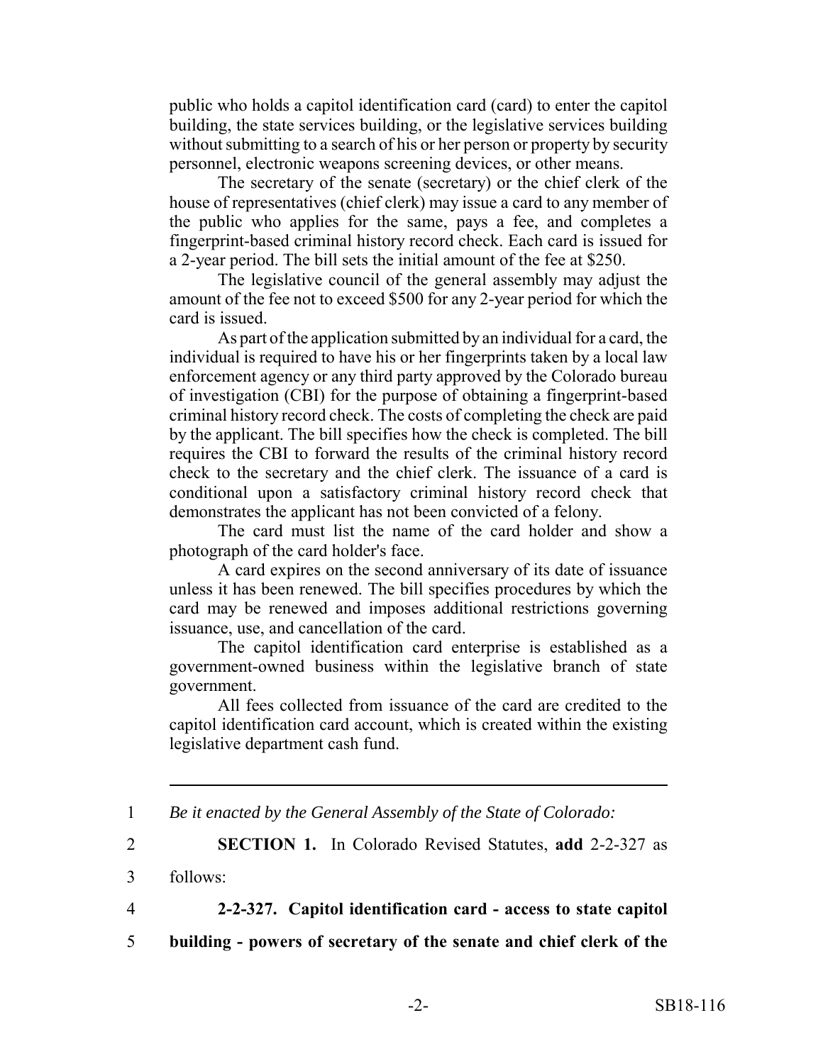public who holds a capitol identification card (card) to enter the capitol building, the state services building, or the legislative services building without submitting to a search of his or her person or property by security personnel, electronic weapons screening devices, or other means.

The secretary of the senate (secretary) or the chief clerk of the house of representatives (chief clerk) may issue a card to any member of the public who applies for the same, pays a fee, and completes a fingerprint-based criminal history record check. Each card is issued for a 2-year period. The bill sets the initial amount of the fee at $250.

The legislative council of the general assembly may adjust the amount of the fee not to exceed $500 for any 2-year period for which the card is issued.

As part of the application submitted by an individual for a card, the individual is required to have his or her fingerprints taken by a local law enforcement agency or any third party approved by the Colorado bureau of investigation (CBI) for the purpose of obtaining a fingerprint-based criminal history record check. The costs of completing the check are paid by the applicant. The bill specifies how the check is completed. The bill requires the CBI to forward the results of the criminal history record check to the secretary and the chief clerk. The issuance of a card is conditional upon a satisfactory criminal history record check that demonstrates the applicant has not been convicted of a felony.

The card must list the name of the card holder and show a photograph of the card holder's face.

A card expires on the second anniversary of its date of issuance unless it has been renewed. The bill specifies procedures by which the card may be renewed and imposes additional restrictions governing issuance, use, and cancellation of the card.

The capitol identification card enterprise is established as a government-owned business within the legislative branch of state government.

All fees collected from issuance of the card are credited to the capitol identification card account, which is created within the existing legislative department cash fund.

---

1 *Be it enacted by the General Assembly of the State of Colorado:*

2 **SECTION 1.** In Colorado Revised Statutes, **add** 2-2-327 as

3 follows:

4 **2-2-327. Capitol identification card - access to state capitol**

5 **building - powers of secretary of the senate and chief clerk of the**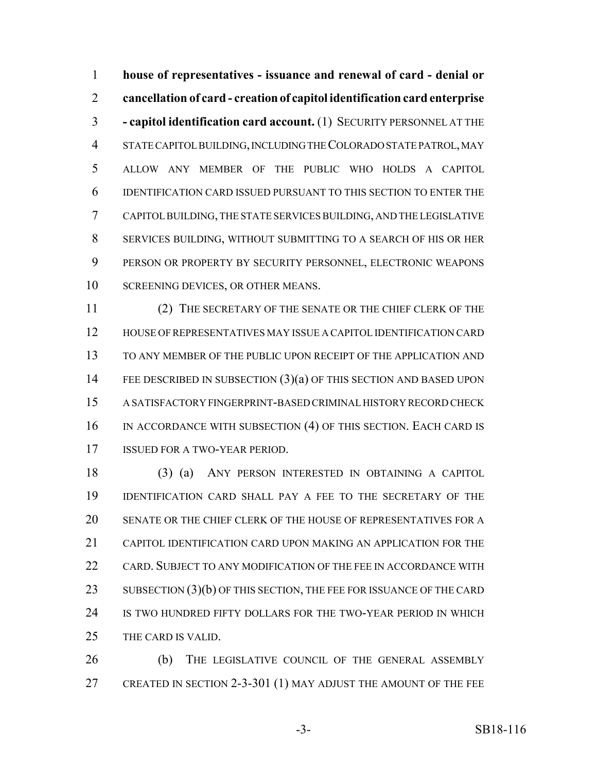**house of representatives - issuance and renewal of card - denial or cancellation of card - creation of capitol identification card enterprise - capitol identification card account.** (1) SECURITY PERSONNEL AT THE STATE CAPITOL BUILDING, INCLUDING THE COLORADO STATE PATROL, MAY ALLOW ANY MEMBER OF THE PUBLIC WHO HOLDS A CAPITOL IDENTIFICATION CARD ISSUED PURSUANT TO THIS SECTION TO ENTER THE CAPITOL BUILDING, THE STATE SERVICES BUILDING, AND THE LEGISLATIVE SERVICES BUILDING, WITHOUT SUBMITTING TO A SEARCH OF HIS OR HER PERSON OR PROPERTY BY SECURITY PERSONNEL, ELECTRONIC WEAPONS SCREENING DEVICES, OR OTHER MEANS.

(2) THE SECRETARY OF THE SENATE OR THE CHIEF CLERK OF THE HOUSE OF REPRESENTATIVES MAY ISSUE A CAPITOL IDENTIFICATION CARD TO ANY MEMBER OF THE PUBLIC UPON RECEIPT OF THE APPLICATION AND FEE DESCRIBED IN SUBSECTION (3)(a) OF THIS SECTION AND BASED UPON A SATISFACTORY FINGERPRINT-BASED CRIMINAL HISTORY RECORD CHECK IN ACCORDANCE WITH SUBSECTION (4) OF THIS SECTION. EACH CARD IS ISSUED FOR A TWO-YEAR PERIOD.

(3) (a) ANY PERSON INTERESTED IN OBTAINING A CAPITOL IDENTIFICATION CARD SHALL PAY A FEE TO THE SECRETARY OF THE SENATE OR THE CHIEF CLERK OF THE HOUSE OF REPRESENTATIVES FOR A CAPITOL IDENTIFICATION CARD UPON MAKING AN APPLICATION FOR THE CARD. SUBJECT TO ANY MODIFICATION OF THE FEE IN ACCORDANCE WITH SUBSECTION (3)(b) OF THIS SECTION, THE FEE FOR ISSUANCE OF THE CARD IS TWO HUNDRED FIFTY DOLLARS FOR THE TWO-YEAR PERIOD IN WHICH THE CARD IS VALID.

(b) THE LEGISLATIVE COUNCIL OF THE GENERAL ASSEMBLY CREATED IN SECTION 2-3-301 (1) MAY ADJUST THE AMOUNT OF THE FEE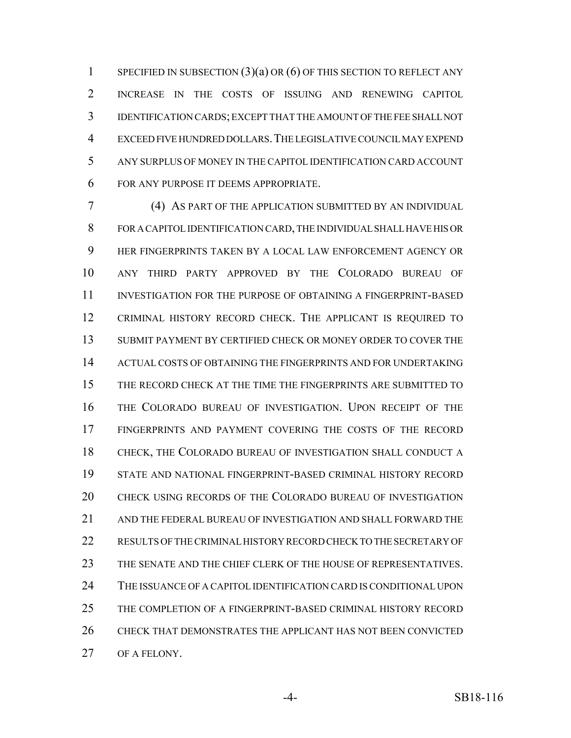SPECIFIED IN SUBSECTION (3)(a) OR (6) OF THIS SECTION TO REFLECT ANY INCREASE IN THE COSTS OF ISSUING AND RENEWING CAPITOL IDENTIFICATION CARDS; EXCEPT THAT THE AMOUNT OF THE FEE SHALL NOT EXCEED FIVE HUNDRED DOLLARS. THE LEGISLATIVE COUNCIL MAY EXPEND ANY SURPLUS OF MONEY IN THE CAPITOL IDENTIFICATION CARD ACCOUNT FOR ANY PURPOSE IT DEEMS APPROPRIATE.

(4) AS PART OF THE APPLICATION SUBMITTED BY AN INDIVIDUAL FOR A CAPITOL IDENTIFICATION CARD, THE INDIVIDUAL SHALL HAVE HIS OR HER FINGERPRINTS TAKEN BY A LOCAL LAW ENFORCEMENT AGENCY OR ANY THIRD PARTY APPROVED BY THE COLORADO BUREAU OF INVESTIGATION FOR THE PURPOSE OF OBTAINING A FINGERPRINT-BASED CRIMINAL HISTORY RECORD CHECK. THE APPLICANT IS REQUIRED TO SUBMIT PAYMENT BY CERTIFIED CHECK OR MONEY ORDER TO COVER THE ACTUAL COSTS OF OBTAINING THE FINGERPRINTS AND FOR UNDERTAKING THE RECORD CHECK AT THE TIME THE FINGERPRINTS ARE SUBMITTED TO THE COLORADO BUREAU OF INVESTIGATION. UPON RECEIPT OF THE FINGERPRINTS AND PAYMENT COVERING THE COSTS OF THE RECORD CHECK, THE COLORADO BUREAU OF INVESTIGATION SHALL CONDUCT A STATE AND NATIONAL FINGERPRINT-BASED CRIMINAL HISTORY RECORD CHECK USING RECORDS OF THE COLORADO BUREAU OF INVESTIGATION AND THE FEDERAL BUREAU OF INVESTIGATION AND SHALL FORWARD THE RESULTS OF THE CRIMINAL HISTORY RECORD CHECK TO THE SECRETARY OF THE SENATE AND THE CHIEF CLERK OF THE HOUSE OF REPRESENTATIVES. THE ISSUANCE OF A CAPITOL IDENTIFICATION CARD IS CONDITIONAL UPON THE COMPLETION OF A FINGERPRINT-BASED CRIMINAL HISTORY RECORD CHECK THAT DEMONSTRATES THE APPLICANT HAS NOT BEEN CONVICTED OF A FELONY.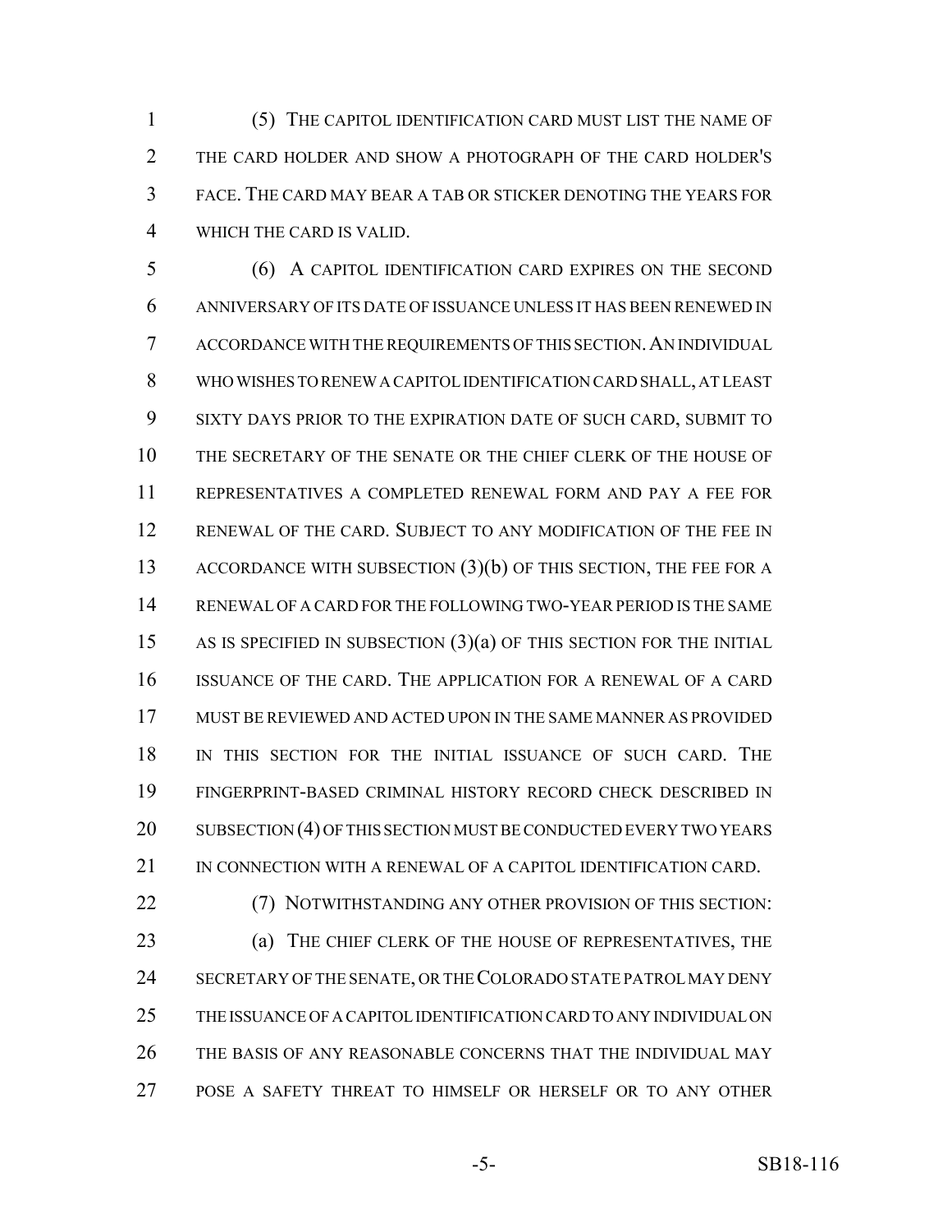(5) THE CAPITOL IDENTIFICATION CARD MUST LIST THE NAME OF THE CARD HOLDER AND SHOW A PHOTOGRAPH OF THE CARD HOLDER'S FACE. THE CARD MAY BEAR A TAB OR STICKER DENOTING THE YEARS FOR WHICH THE CARD IS VALID.

(6) A CAPITOL IDENTIFICATION CARD EXPIRES ON THE SECOND ANNIVERSARY OF ITS DATE OF ISSUANCE UNLESS IT HAS BEEN RENEWED IN ACCORDANCE WITH THE REQUIREMENTS OF THIS SECTION. AN INDIVIDUAL WHO WISHES TO RENEW A CAPITOL IDENTIFICATION CARD SHALL, AT LEAST SIXTY DAYS PRIOR TO THE EXPIRATION DATE OF SUCH CARD, SUBMIT TO THE SECRETARY OF THE SENATE OR THE CHIEF CLERK OF THE HOUSE OF REPRESENTATIVES A COMPLETED RENEWAL FORM AND PAY A FEE FOR RENEWAL OF THE CARD. SUBJECT TO ANY MODIFICATION OF THE FEE IN ACCORDANCE WITH SUBSECTION (3)(b) OF THIS SECTION, THE FEE FOR A RENEWAL OF A CARD FOR THE FOLLOWING TWO-YEAR PERIOD IS THE SAME AS IS SPECIFIED IN SUBSECTION (3)(a) OF THIS SECTION FOR THE INITIAL ISSUANCE OF THE CARD. THE APPLICATION FOR A RENEWAL OF A CARD MUST BE REVIEWED AND ACTED UPON IN THE SAME MANNER AS PROVIDED IN THIS SECTION FOR THE INITIAL ISSUANCE OF SUCH CARD. THE FINGERPRINT-BASED CRIMINAL HISTORY RECORD CHECK DESCRIBED IN SUBSECTION (4) OF THIS SECTION MUST BE CONDUCTED EVERY TWO YEARS IN CONNECTION WITH A RENEWAL OF A CAPITOL IDENTIFICATION CARD.

(7) NOTWITHSTANDING ANY OTHER PROVISION OF THIS SECTION:

(a) THE CHIEF CLERK OF THE HOUSE OF REPRESENTATIVES, THE SECRETARY OF THE SENATE, OR THE COLORADO STATE PATROL MAY DENY THE ISSUANCE OF A CAPITOL IDENTIFICATION CARD TO ANY INDIVIDUAL ON THE BASIS OF ANY REASONABLE CONCERNS THAT THE INDIVIDUAL MAY POSE A SAFETY THREAT TO HIMSELF OR HERSELF OR TO ANY OTHER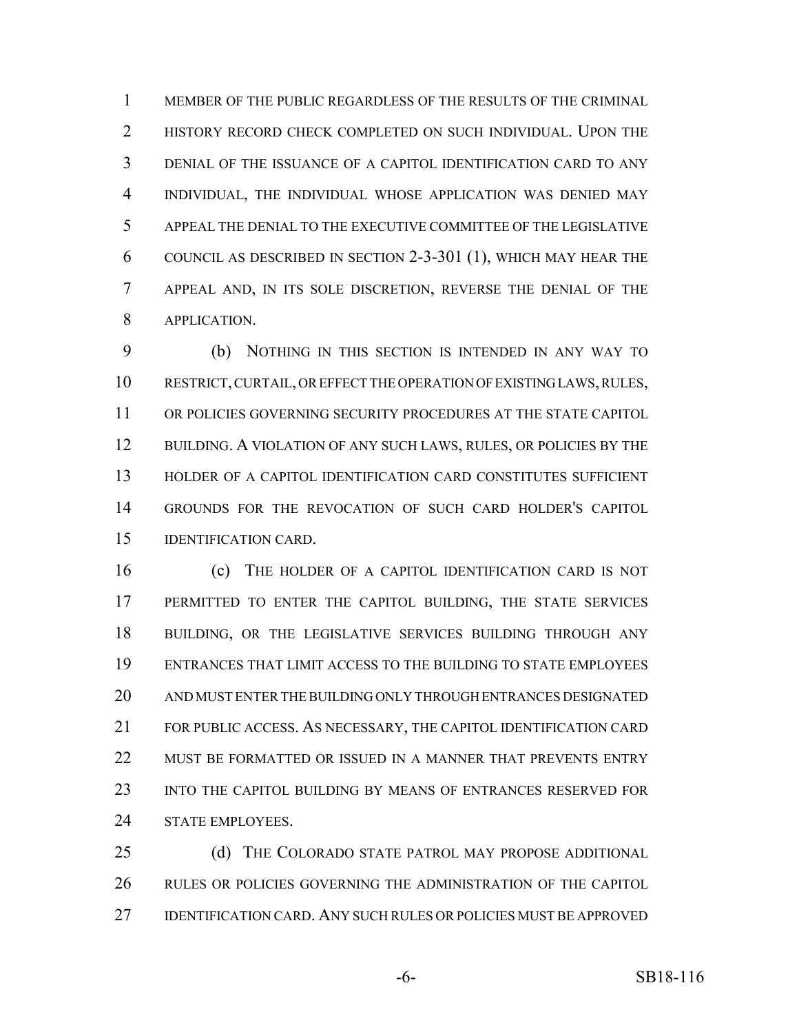MEMBER OF THE PUBLIC REGARDLESS OF THE RESULTS OF THE CRIMINAL HISTORY RECORD CHECK COMPLETED ON SUCH INDIVIDUAL. UPON THE DENIAL OF THE ISSUANCE OF A CAPITOL IDENTIFICATION CARD TO ANY INDIVIDUAL, THE INDIVIDUAL WHOSE APPLICATION WAS DENIED MAY APPEAL THE DENIAL TO THE EXECUTIVE COMMITTEE OF THE LEGISLATIVE COUNCIL AS DESCRIBED IN SECTION 2-3-301 (1), WHICH MAY HEAR THE APPEAL AND, IN ITS SOLE DISCRETION, REVERSE THE DENIAL OF THE APPLICATION.

(b) NOTHING IN THIS SECTION IS INTENDED IN ANY WAY TO RESTRICT, CURTAIL, OR EFFECT THE OPERATION OF EXISTING LAWS, RULES, OR POLICIES GOVERNING SECURITY PROCEDURES AT THE STATE CAPITOL BUILDING. A VIOLATION OF ANY SUCH LAWS, RULES, OR POLICIES BY THE HOLDER OF A CAPITOL IDENTIFICATION CARD CONSTITUTES SUFFICIENT GROUNDS FOR THE REVOCATION OF SUCH CARD HOLDER'S CAPITOL IDENTIFICATION CARD.

(c) THE HOLDER OF A CAPITOL IDENTIFICATION CARD IS NOT PERMITTED TO ENTER THE CAPITOL BUILDING, THE STATE SERVICES BUILDING, OR THE LEGISLATIVE SERVICES BUILDING THROUGH ANY ENTRANCES THAT LIMIT ACCESS TO THE BUILDING TO STATE EMPLOYEES AND MUST ENTER THE BUILDING ONLY THROUGH ENTRANCES DESIGNATED FOR PUBLIC ACCESS. AS NECESSARY, THE CAPITOL IDENTIFICATION CARD MUST BE FORMATTED OR ISSUED IN A MANNER THAT PREVENTS ENTRY INTO THE CAPITOL BUILDING BY MEANS OF ENTRANCES RESERVED FOR STATE EMPLOYEES.

(d) THE COLORADO STATE PATROL MAY PROPOSE ADDITIONAL RULES OR POLICIES GOVERNING THE ADMINISTRATION OF THE CAPITOL IDENTIFICATION CARD. ANY SUCH RULES OR POLICIES MUST BE APPROVED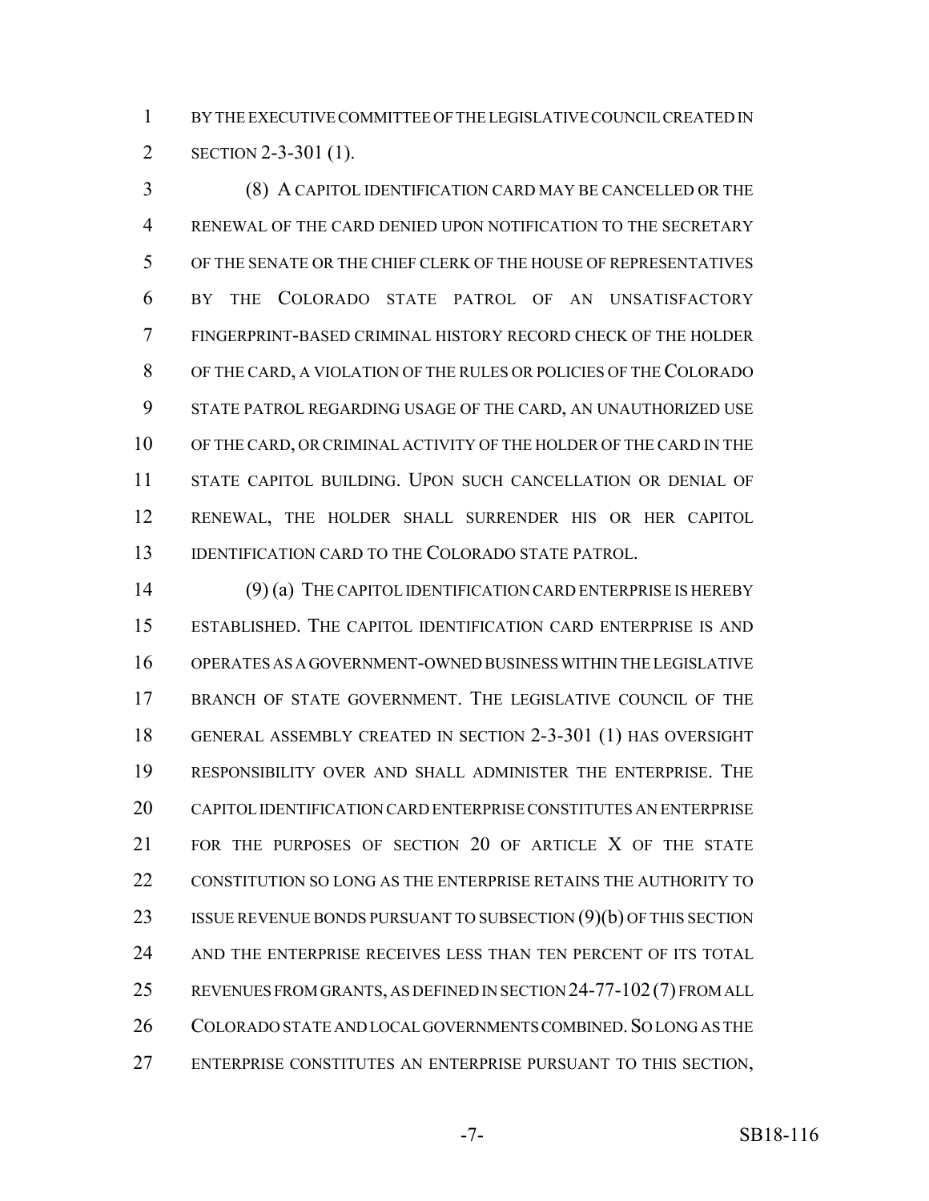BY THE EXECUTIVE COMMITTEE OF THE LEGISLATIVE COUNCIL CREATED IN SECTION 2-3-301 (1).

(8) A CAPITOL IDENTIFICATION CARD MAY BE CANCELLED OR THE RENEWAL OF THE CARD DENIED UPON NOTIFICATION TO THE SECRETARY OF THE SENATE OR THE CHIEF CLERK OF THE HOUSE OF REPRESENTATIVES BY THE COLORADO STATE PATROL OF AN UNSATISFACTORY FINGERPRINT-BASED CRIMINAL HISTORY RECORD CHECK OF THE HOLDER OF THE CARD, A VIOLATION OF THE RULES OR POLICIES OF THE COLORADO STATE PATROL REGARDING USAGE OF THE CARD, AN UNAUTHORIZED USE OF THE CARD, OR CRIMINAL ACTIVITY OF THE HOLDER OF THE CARD IN THE STATE CAPITOL BUILDING. UPON SUCH CANCELLATION OR DENIAL OF RENEWAL, THE HOLDER SHALL SURRENDER HIS OR HER CAPITOL IDENTIFICATION CARD TO THE COLORADO STATE PATROL.

(9) (a) THE CAPITOL IDENTIFICATION CARD ENTERPRISE IS HEREBY ESTABLISHED. THE CAPITOL IDENTIFICATION CARD ENTERPRISE IS AND OPERATES AS A GOVERNMENT-OWNED BUSINESS WITHIN THE LEGISLATIVE BRANCH OF STATE GOVERNMENT. THE LEGISLATIVE COUNCIL OF THE GENERAL ASSEMBLY CREATED IN SECTION 2-3-301 (1) HAS OVERSIGHT RESPONSIBILITY OVER AND SHALL ADMINISTER THE ENTERPRISE. THE CAPITOL IDENTIFICATION CARD ENTERPRISE CONSTITUTES AN ENTERPRISE FOR THE PURPOSES OF SECTION 20 OF ARTICLE X OF THE STATE CONSTITUTION SO LONG AS THE ENTERPRISE RETAINS THE AUTHORITY TO ISSUE REVENUE BONDS PURSUANT TO SUBSECTION (9)(b) OF THIS SECTION AND THE ENTERPRISE RECEIVES LESS THAN TEN PERCENT OF ITS TOTAL REVENUES FROM GRANTS, AS DEFINED IN SECTION 24-77-102 (7) FROM ALL COLORADO STATE AND LOCAL GOVERNMENTS COMBINED. SO LONG AS THE ENTERPRISE CONSTITUTES AN ENTERPRISE PURSUANT TO THIS SECTION,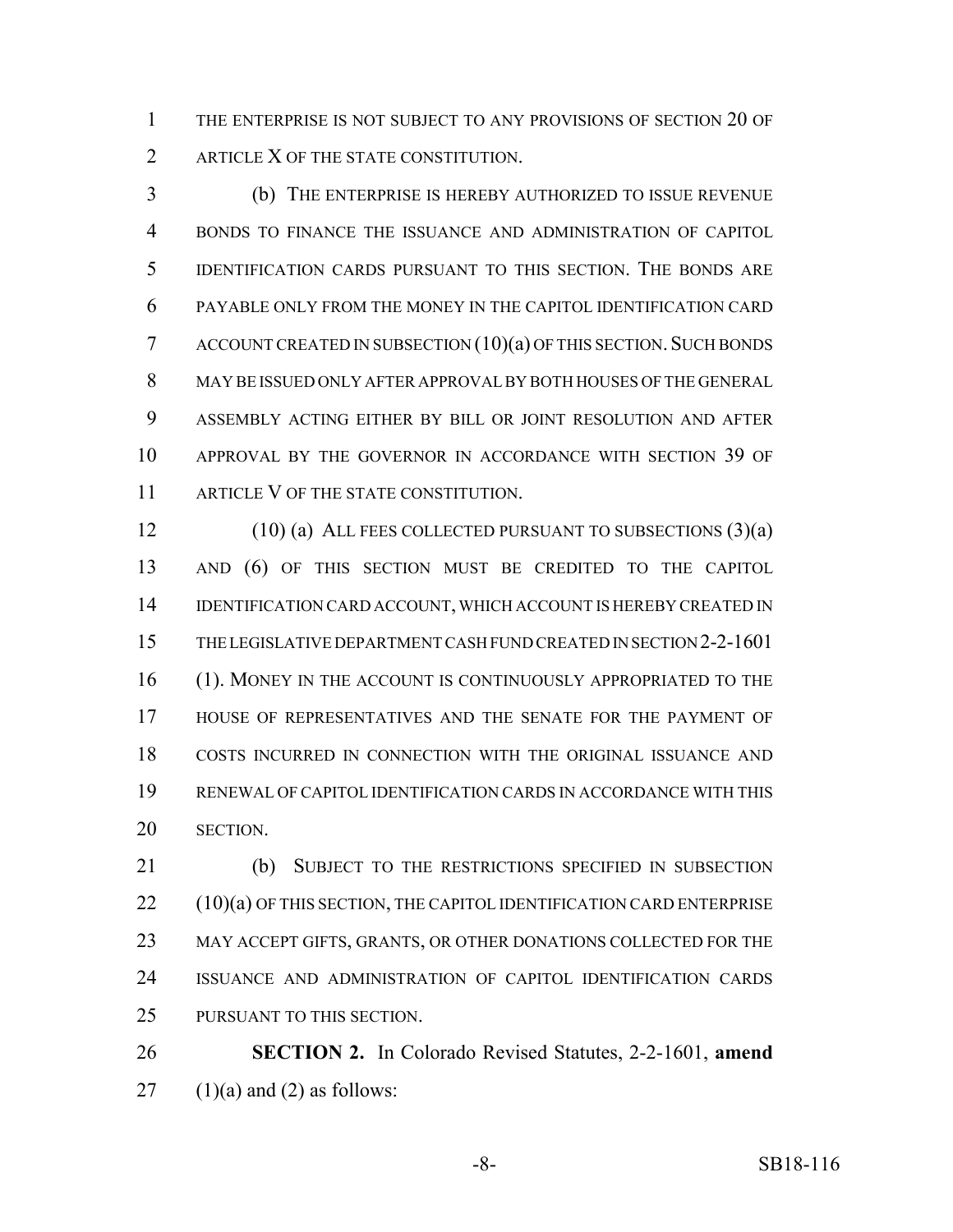THE ENTERPRISE IS NOT SUBJECT TO ANY PROVISIONS OF SECTION 20 OF ARTICLE X OF THE STATE CONSTITUTION.

(b) THE ENTERPRISE IS HEREBY AUTHORIZED TO ISSUE REVENUE BONDS TO FINANCE THE ISSUANCE AND ADMINISTRATION OF CAPITOL IDENTIFICATION CARDS PURSUANT TO THIS SECTION. THE BONDS ARE PAYABLE ONLY FROM THE MONEY IN THE CAPITOL IDENTIFICATION CARD ACCOUNT CREATED IN SUBSECTION (10)(a) OF THIS SECTION. SUCH BONDS MAY BE ISSUED ONLY AFTER APPROVAL BY BOTH HOUSES OF THE GENERAL ASSEMBLY ACTING EITHER BY BILL OR JOINT RESOLUTION AND AFTER APPROVAL BY THE GOVERNOR IN ACCORDANCE WITH SECTION 39 OF ARTICLE V OF THE STATE CONSTITUTION.

(10) (a) ALL FEES COLLECTED PURSUANT TO SUBSECTIONS (3)(a) AND (6) OF THIS SECTION MUST BE CREDITED TO THE CAPITOL IDENTIFICATION CARD ACCOUNT, WHICH ACCOUNT IS HEREBY CREATED IN THE LEGISLATIVE DEPARTMENT CASH FUND CREATED IN SECTION 2-2-1601 (1). MONEY IN THE ACCOUNT IS CONTINUOUSLY APPROPRIATED TO THE HOUSE OF REPRESENTATIVES AND THE SENATE FOR THE PAYMENT OF COSTS INCURRED IN CONNECTION WITH THE ORIGINAL ISSUANCE AND RENEWAL OF CAPITOL IDENTIFICATION CARDS IN ACCORDANCE WITH THIS SECTION.

(b) SUBJECT TO THE RESTRICTIONS SPECIFIED IN SUBSECTION (10)(a) OF THIS SECTION, THE CAPITOL IDENTIFICATION CARD ENTERPRISE MAY ACCEPT GIFTS, GRANTS, OR OTHER DONATIONS COLLECTED FOR THE ISSUANCE AND ADMINISTRATION OF CAPITOL IDENTIFICATION CARDS PURSUANT TO THIS SECTION.

**SECTION 2.** In Colorado Revised Statutes, 2-2-1601, **amend** (1)(a) and (2) as follows: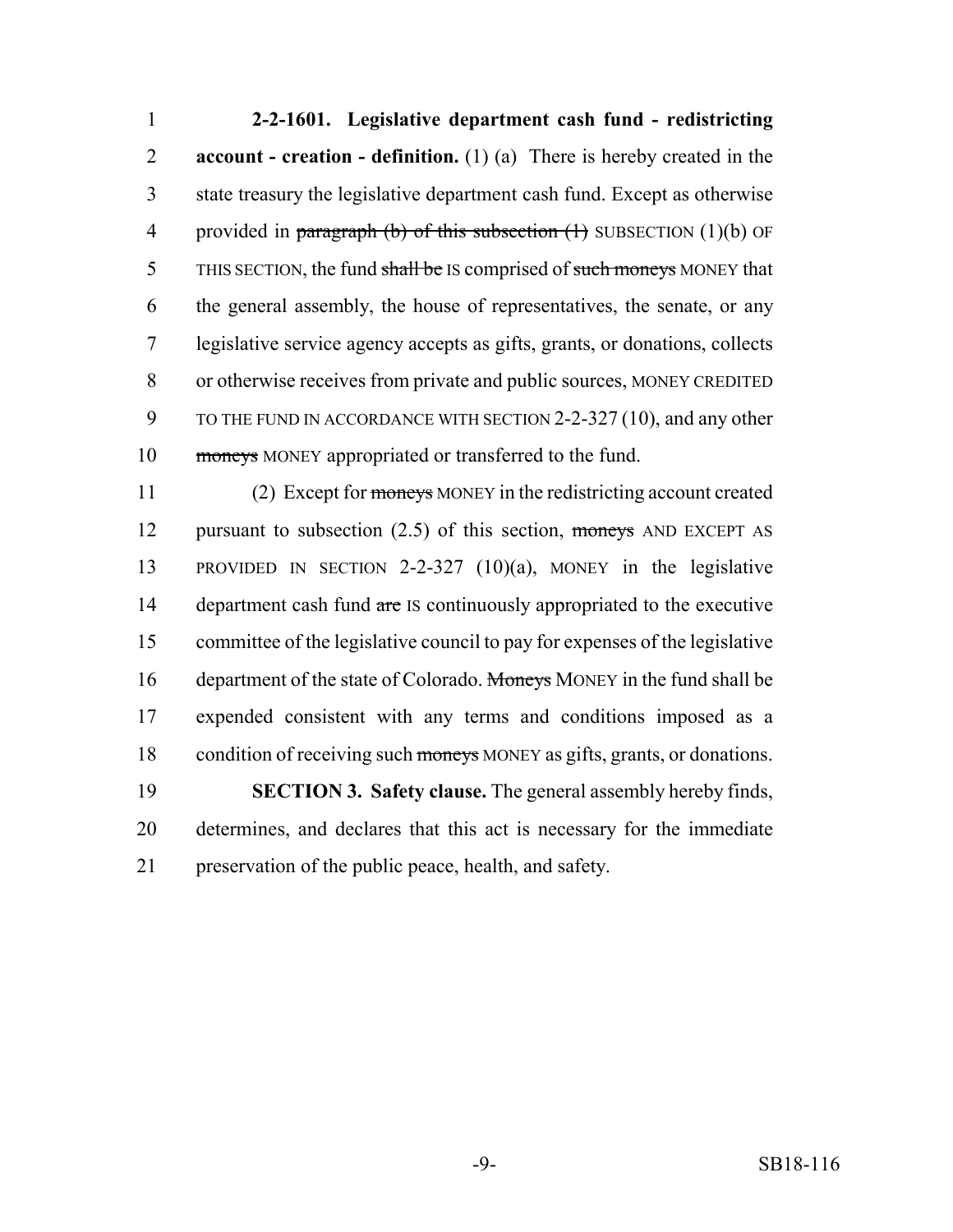**2-2-1601. Legislative department cash fund - redistricting account - creation - definition.** (1) (a) There is hereby created in the state treasury the legislative department cash fund. Except as otherwise provided in ~~paragraph (b) of this subsection (1)~~ SUBSECTION (1)(b) OF THIS SECTION, the fund ~~shall be~~ IS comprised of ~~such moneys~~ MONEY that the general assembly, the house of representatives, the senate, or any legislative service agency accepts as gifts, grants, or donations, collects or otherwise receives from private and public sources, MONEY CREDITED TO THE FUND IN ACCORDANCE WITH SECTION 2-2-327 (10), and any other ~~moneys~~ MONEY appropriated or transferred to the fund.

(2) Except for ~~moneys~~ MONEY in the redistricting account created pursuant to subsection (2.5) of this section, ~~moneys~~ AND EXCEPT AS PROVIDED IN SECTION 2-2-327 (10)(a), MONEY in the legislative department cash fund ~~are~~ IS continuously appropriated to the executive committee of the legislative council to pay for expenses of the legislative department of the state of Colorado. ~~Moneys~~ MONEY in the fund shall be expended consistent with any terms and conditions imposed as a condition of receiving such ~~moneys~~ MONEY as gifts, grants, or donations.

**SECTION 3. Safety clause.** The general assembly hereby finds, determines, and declares that this act is necessary for the immediate preservation of the public peace, health, and safety.